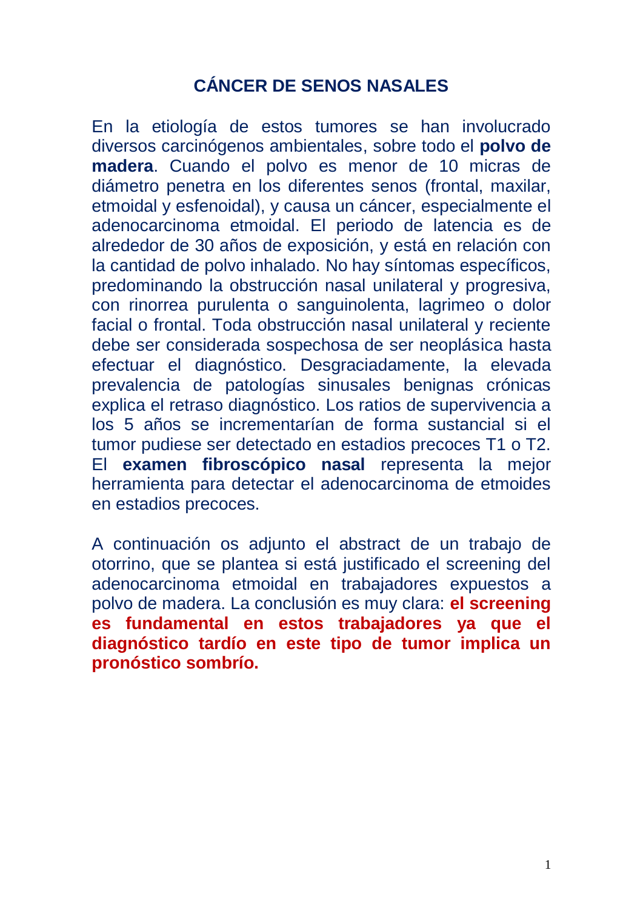# CÁNCER DE SENOS NASALES

En la etiología de estos tumores se han involucrado diversos carcinógenos ambientales, sobre todo el **polvo de madera**. Cuando el polvo es menor de 10 micras de diámetro penetra en los diferentes senos (frontal, maxilar, etmoidal y esfenoidal), y causa un cáncer, especialmente el adenocarcinoma etmoidal. El periodo de latencia es de alrededor de 30 años de exposición, y está en relación con la cantidad de polvo inhalado. No hay síntomas específicos, predominando la obstrucción nasal unilateral y progresiva, con rinorrea purulenta o sanguinolenta, lagrimeo o dolor facial o frontal. Toda obstrucción nasal unilateral y reciente debe ser considerada sospechosa de ser neoplásica hasta efectuar el diagnóstico. Desgraciadamente, la elevada prevalencia de patologías sinusales benignas crónicas explica el retraso diagnóstico. Los ratios de supervivencia a los 5 años se incrementarían de forma sustancial si el tumor pudiese ser detectado en estadios precoces T1 o T2. El **examen fibroscópico nasal** representa la mejor herramienta para detectar el adenocarcinoma de etmoides en estadios precoces.

A continuación os adjunto el abstract de un trabajo de otorrino, que se plantea si está justificado el screening del adenocarcinoma etmoidal en trabajadores expuestos a polvo de madera. La conclusión es muy clara: **el screening es fundamental en estos trabajadores ya que el diagnóstico tardío en este tipo de tumor implica un pronóstico sombrío.**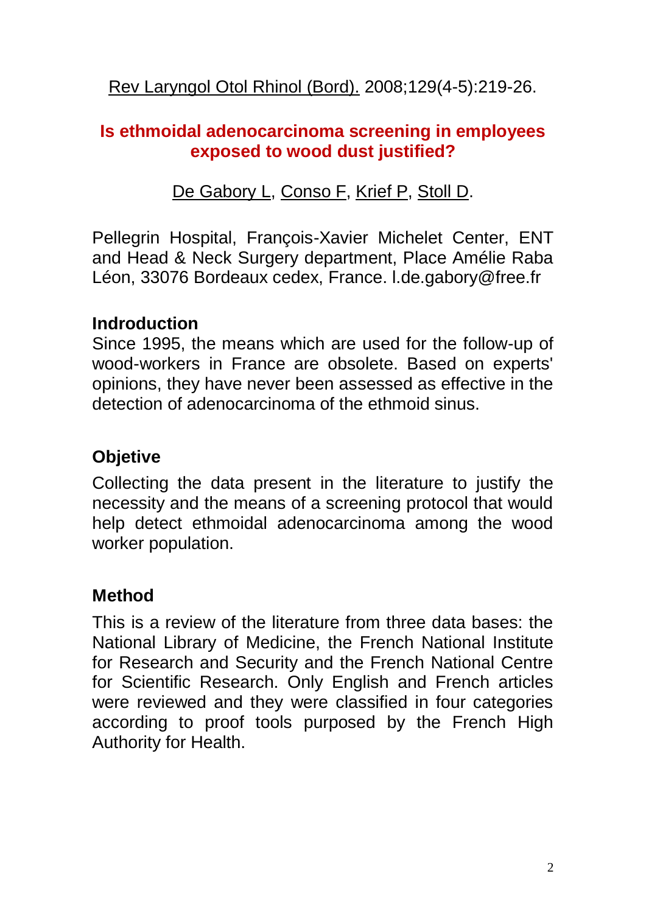Rev Laryngol Otol Rhinol (Bord). 2008;129(4-5):219-26.

# Is ethmoidal adenocarcinoma screening in employees exposed to wood dust justified?

De Gabory L, Conso F, Krief P, Stoll D.

Pellegrin Hospital, François-Xavier Michelet Center, ENT and Head & Neck Surgery department, Place Amélie Raba Léon, 33076 Bordeaux cedex, France. l.de.gabory@free.fr

## Indroduction

Since 1995, the means which are used for the follow-up of wood-workers in France are obsolete. Based on experts' opinions, they have never been assessed as effective in the detection of adenocarcinoma of the ethmoid sinus.

## Objetive

Collecting the data present in the literature to justify the necessity and the means of a screening protocol that would help detect ethmoidal adenocarcinoma among the wood worker population.

## Method

This is a review of the literature from three data bases: the National Library of Medicine, the French National Institute for Research and Security and the French National Centre for Scientific Research. Only English and French articles were reviewed and they were classified in four categories according to proof tools purposed by the French High Authority for Health.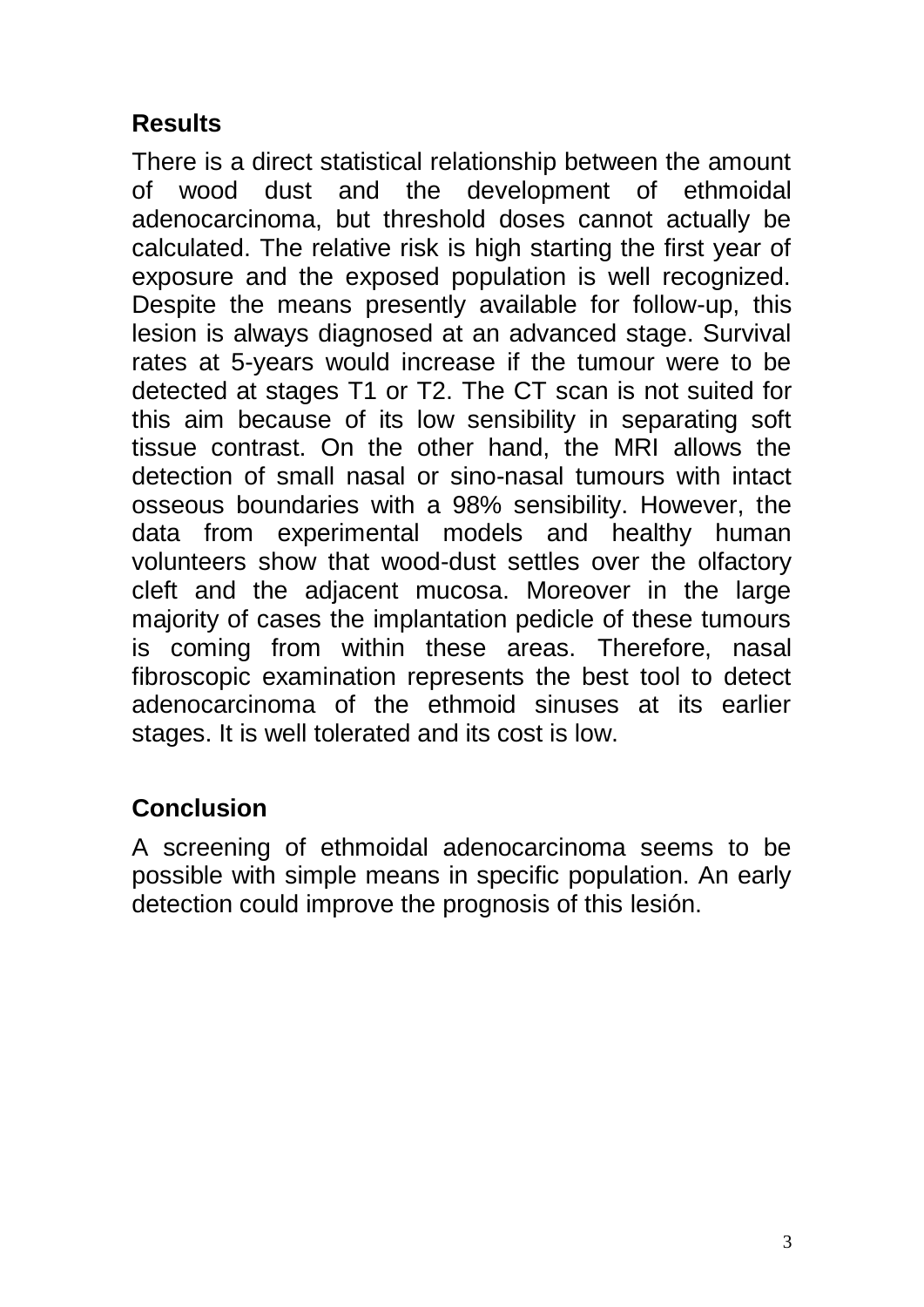## Results

There is a direct statistical relationship between the amount of wood dust and the development of ethmoidal adenocarcinoma, but threshold doses cannot actually be calculated. The relative risk is high starting the first year of exposure and the exposed population is well recognized. Despite the means presently available for follow-up, this lesion is always diagnosed at an advanced stage. Survival rates at 5-years would increase if the tumour were to be detected at stages T1 or T2. The CT scan is not suited for this aim because of its low sensibility in separating soft tissue contrast. On the other hand, the MRI allows the detection of small nasal or sino-nasal tumours with intact osseous boundaries with a 98% sensibility. However, the data from experimental models and healthy human volunteers show that wood-dust settles over the olfactory cleft and the adjacent mucosa. Moreover in the large majority of cases the implantation pedicle of these tumours is coming from within these areas. Therefore, nasal fibroscopic examination represents the best tool to detect adenocarcinoma of the ethmoid sinuses at its earlier stages. It is well tolerated and its cost is low.

## Conclusion

A screening of ethmoidal adenocarcinoma seems to be possible with simple means in specific population. An early detection could improve the prognosis of this lesión.